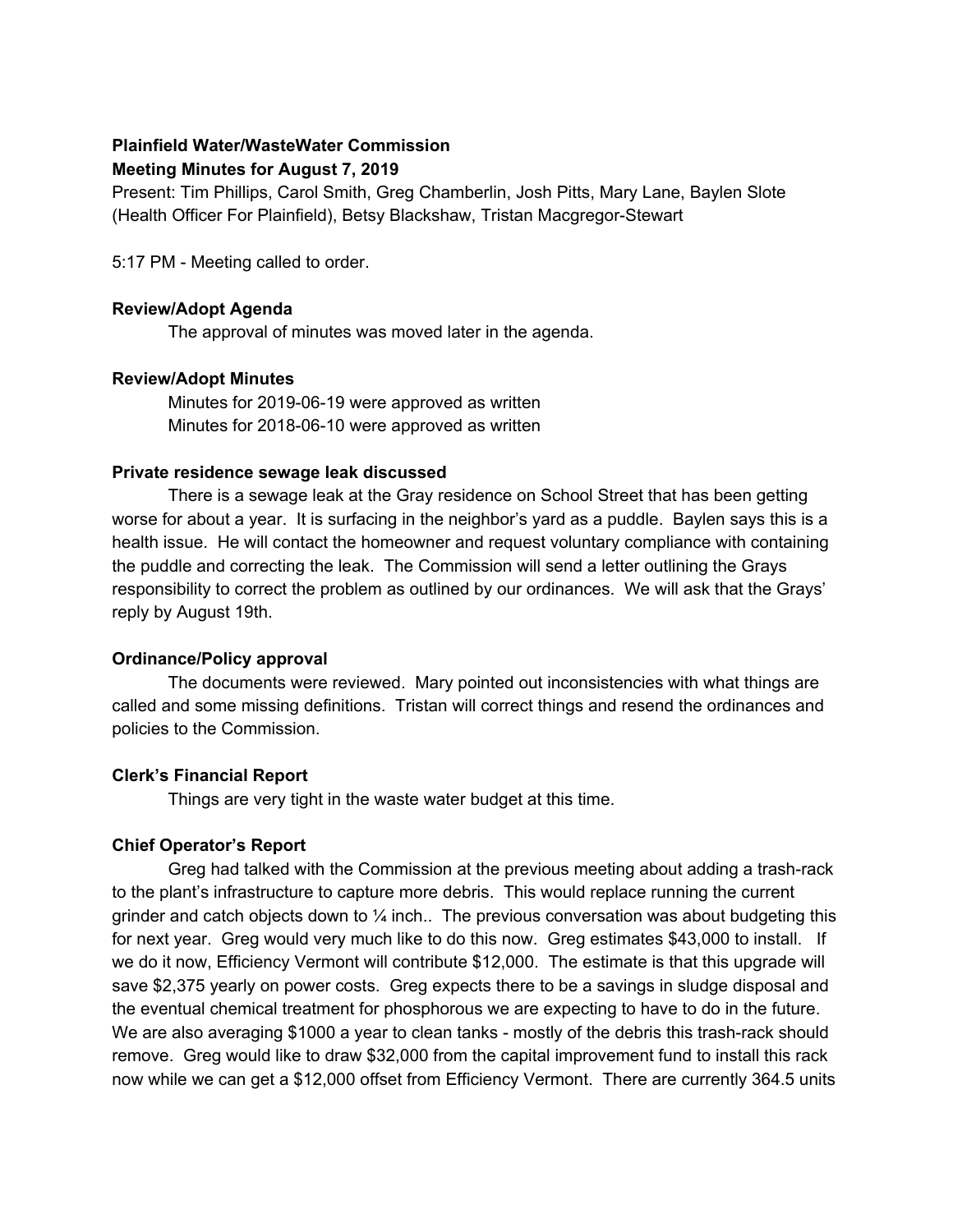**Plainfield Water/WasteWater Commission**
**Meeting Minutes for August 7, 2019**

Present: Tim Phillips, Carol Smith, Greg Chamberlin, Josh Pitts, Mary Lane, Baylen Slote (Health Officer For Plainfield), Betsy Blackshaw, Tristan Macgregor-Stewart

5:17 PM - Meeting called to order.

**Review/Adopt Agenda**

The approval of minutes was moved later in the agenda.

**Review/Adopt Minutes**

Minutes for 2019-06-19 were approved as written
Minutes for 2018-06-10 were approved as written

**Private residence sewage leak discussed**

There is a sewage leak at the Gray residence on School Street that has been getting worse for about a year. It is surfacing in the neighbor's yard as a puddle. Baylen says this is a health issue. He will contact the homeowner and request voluntary compliance with containing the puddle and correcting the leak. The Commission will send a letter outlining the Grays responsibility to correct the problem as outlined by our ordinances. We will ask that the Grays' reply by August 19th.

**Ordinance/Policy approval**

The documents were reviewed. Mary pointed out inconsistencies with what things are called and some missing definitions. Tristan will correct things and resend the ordinances and policies to the Commission.

**Clerk's Financial Report**

Things are very tight in the waste water budget at this time.

**Chief Operator's Report**

Greg had talked with the Commission at the previous meeting about adding a trash-rack to the plant's infrastructure to capture more debris. This would replace running the current grinder and catch objects down to ¼ inch.. The previous conversation was about budgeting this for next year. Greg would very much like to do this now. Greg estimates $43,000 to install. If we do it now, Efficiency Vermont will contribute $12,000. The estimate is that this upgrade will save $2,375 yearly on power costs. Greg expects there to be a savings in sludge disposal and the eventual chemical treatment for phosphorous we are expecting to have to do in the future. We are also averaging $1000 a year to clean tanks - mostly of the debris this trash-rack should remove. Greg would like to draw $32,000 from the capital improvement fund to install this rack now while we can get a $12,000 offset from Efficiency Vermont. There are currently 364.5 units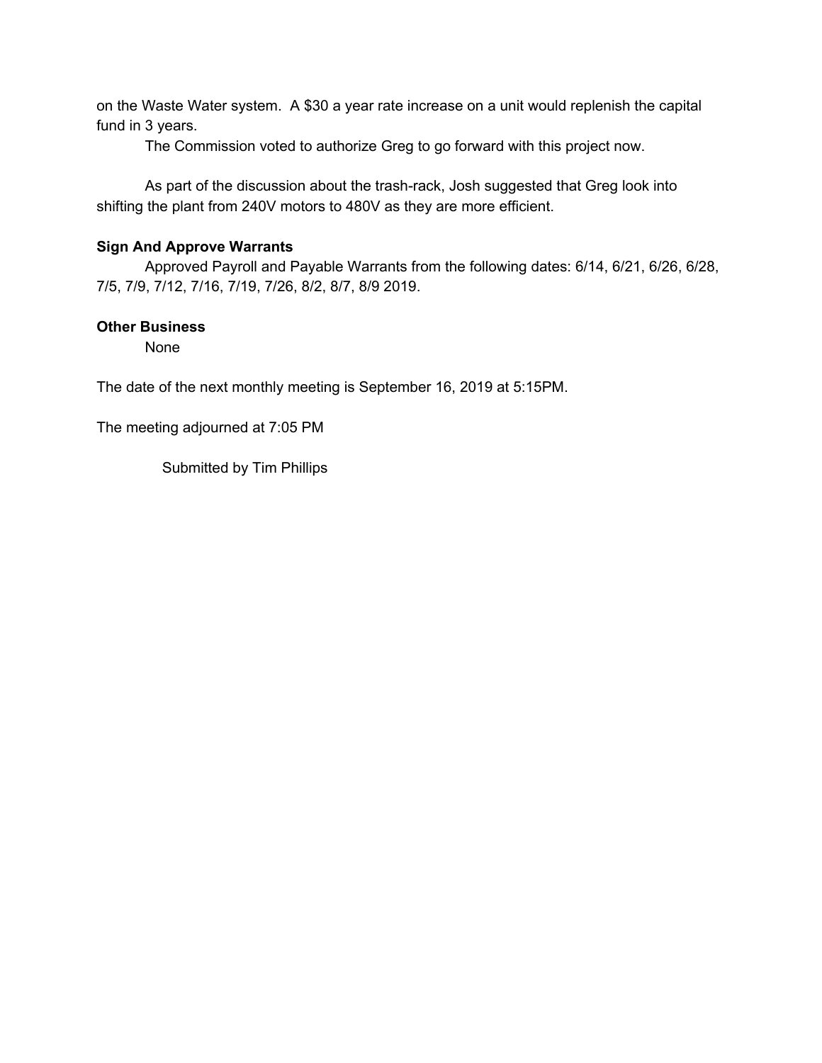on the Waste Water system. A $30 a year rate increase on a unit would replenish the capital fund in 3 years.

The Commission voted to authorize Greg to go forward with this project now.

As part of the discussion about the trash-rack, Josh suggested that Greg look into shifting the plant from 240V motors to 480V as they are more efficient.

**Sign And Approve Warrants**

Approved Payroll and Payable Warrants from the following dates: 6/14, 6/21, 6/26, 6/28, 7/5, 7/9, 7/12, 7/16, 7/19, 7/26, 8/2, 8/7, 8/9 2019.

**Other Business**

None

The date of the next monthly meeting is September 16, 2019 at 5:15PM.

The meeting adjourned at 7:05 PM

Submitted by Tim Phillips